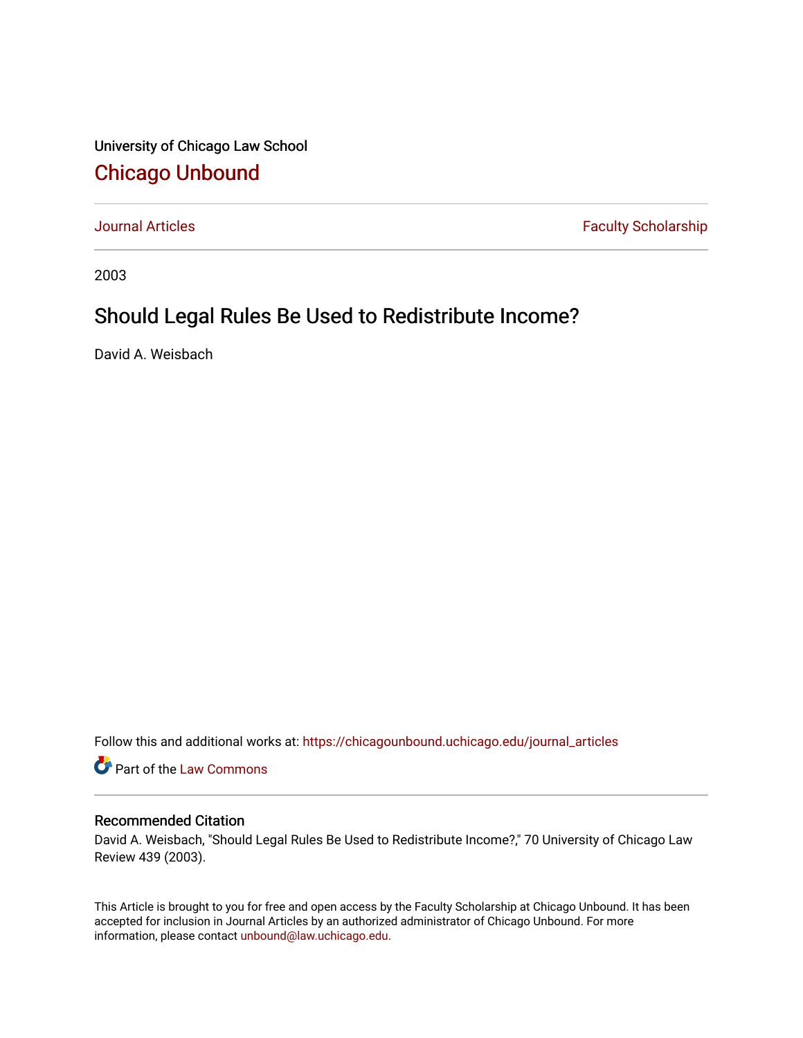University of Chicago Law School

# Chicago Unbound

Journal Articles | Faculty Scholarship

2003

## Should Legal Rules Be Used to Redistribute Income?

David A. Weisbach

Follow this and additional works at: https://chicagounbound.uchicago.edu/journal_articles

Part of the Law Commons

### Recommended Citation

David A. Weisbach, "Should Legal Rules Be Used to Redistribute Income?," 70 University of Chicago Law Review 439 (2003).

This Article is brought to you for free and open access by the Faculty Scholarship at Chicago Unbound. It has been accepted for inclusion in Journal Articles by an authorized administrator of Chicago Unbound. For more information, please contact unbound@law.uchicago.edu.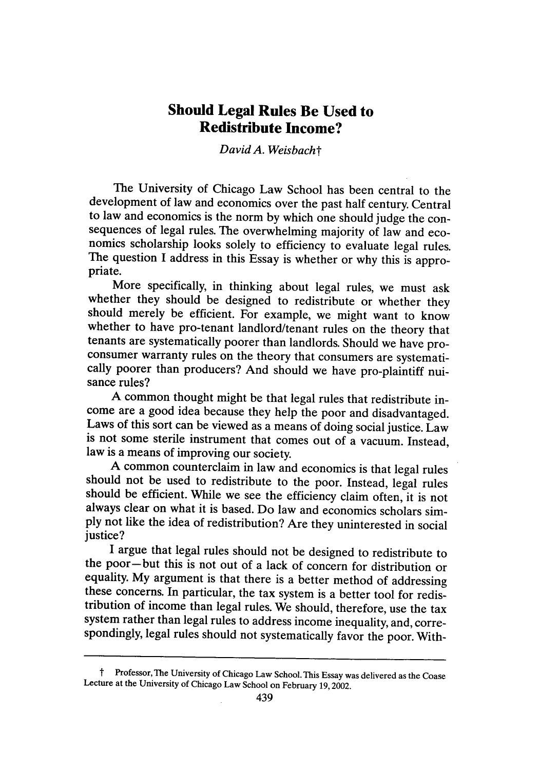# Should Legal Rules Be Used to Redistribute Income?

*David A. Weisbach*†

The University of Chicago Law School has been central to the development of law and economics over the past half century. Central to law and economics is the norm by which one should judge the consequences of legal rules. The overwhelming majority of law and economics scholarship looks solely to efficiency to evaluate legal rules. The question I address in this Essay is whether or why this is appropriate.

More specifically, in thinking about legal rules, we must ask whether they should be designed to redistribute or whether they should merely be efficient. For example, we might want to know whether to have pro-tenant landlord/tenant rules on the theory that tenants are systematically poorer than landlords. Should we have pro-consumer warranty rules on the theory that consumers are systematically poorer than producers? And should we have pro-plaintiff nuisance rules?

A common thought might be that legal rules that redistribute income are a good idea because they help the poor and disadvantaged. Laws of this sort can be viewed as a means of doing social justice. Law is not some sterile instrument that comes out of a vacuum. Instead, law is a means of improving our society.

A common counterclaim in law and economics is that legal rules should not be used to redistribute to the poor. Instead, legal rules should be efficient. While we see the efficiency claim often, it is not always clear on what it is based. Do law and economics scholars simply not like the idea of redistribution? Are they uninterested in social justice?

I argue that legal rules should not be designed to redistribute to the poor—but this is not out of a lack of concern for distribution or equality. My argument is that there is a better method of addressing these concerns. In particular, the tax system is a better tool for redistribution of income than legal rules. We should, therefore, use the tax system rather than legal rules to address income inequality, and, correspondingly, legal rules should not systematically favor the poor. With-

---

† Professor, The University of Chicago Law School. This Essay was delivered as the Coase Lecture at the University of Chicago Law School on February 19, 2002.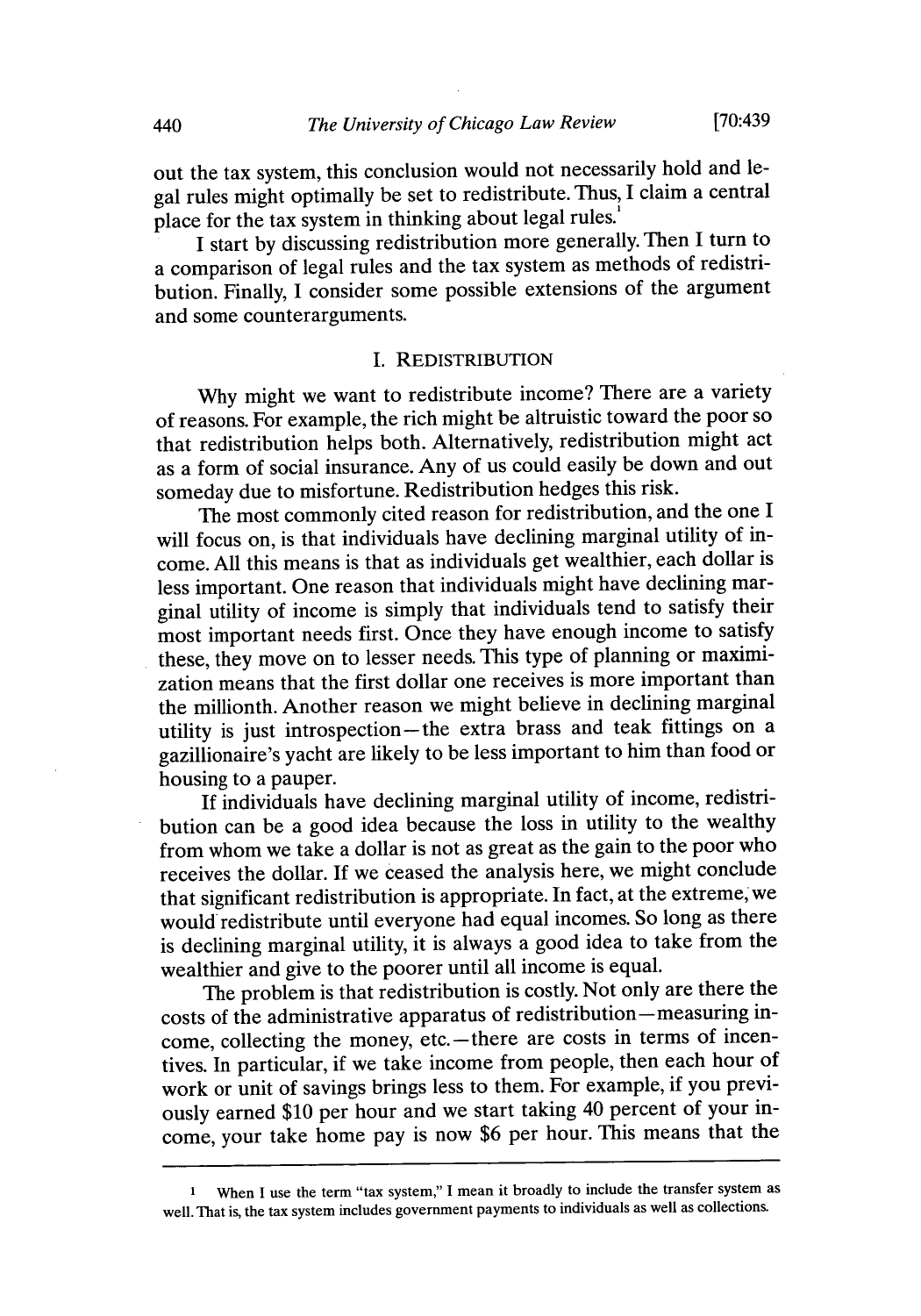out the tax system, this conclusion would not necessarily hold and legal rules might optimally be set to redistribute. Thus, I claim a central place for the tax system in thinking about legal rules.[1]

I start by discussing redistribution more generally. Then I turn to a comparison of legal rules and the tax system as methods of redistribution. Finally, I consider some possible extensions of the argument and some counterarguments.

## I. REDISTRIBUTION

Why might we want to redistribute income? There are a variety of reasons. For example, the rich might be altruistic toward the poor so that redistribution helps both. Alternatively, redistribution might act as a form of social insurance. Any of us could easily be down and out someday due to misfortune. Redistribution hedges this risk.

The most commonly cited reason for redistribution, and the one I will focus on, is that individuals have declining marginal utility of income. All this means is that as individuals get wealthier, each dollar is less important. One reason that individuals might have declining marginal utility of income is simply that individuals tend to satisfy their most important needs first. Once they have enough income to satisfy these, they move on to lesser needs. This type of planning or maximization means that the first dollar one receives is more important than the millionth. Another reason we might believe in declining marginal utility is just introspection—the extra brass and teak fittings on a gazillionaire's yacht are likely to be less important to him than food or housing to a pauper.

If individuals have declining marginal utility of income, redistribution can be a good idea because the loss in utility to the wealthy from whom we take a dollar is not as great as the gain to the poor who receives the dollar. If we ceased the analysis here, we might conclude that significant redistribution is appropriate. In fact, at the extreme, we would redistribute until everyone had equal incomes. So long as there is declining marginal utility, it is always a good idea to take from the wealthier and give to the poorer until all income is equal.

The problem is that redistribution is costly. Not only are there the costs of the administrative apparatus of redistribution—measuring income, collecting the money, etc.—there are costs in terms of incentives. In particular, if we take income from people, then each hour of work or unit of savings brings less to them. For example, if you previously earned \$10 per hour and we start taking 40 percent of your income, your take home pay is now \$6 per hour. This means that the

---

[1] When I use the term "tax system," I mean it broadly to include the transfer system as well. That is, the tax system includes government payments to individuals as well as collections.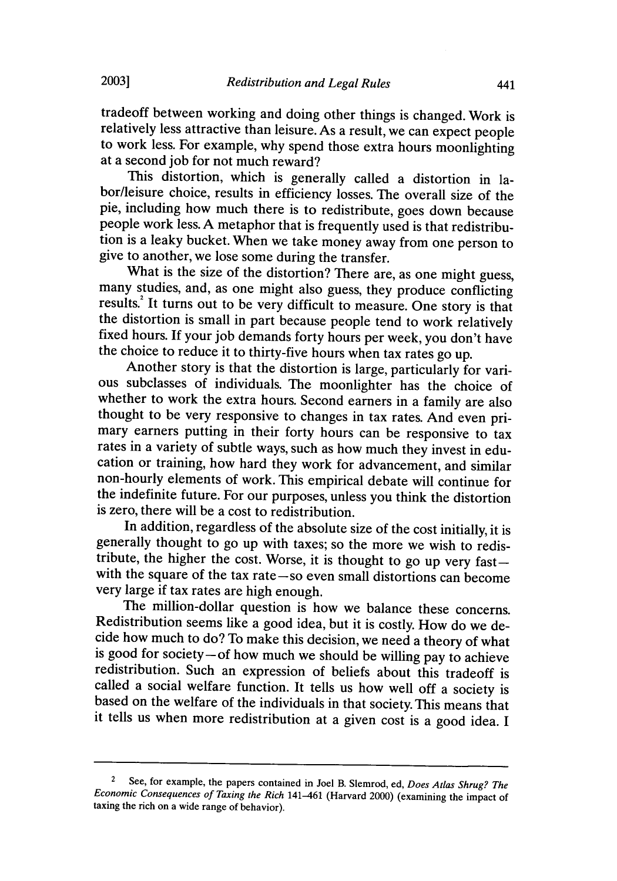tradeoff between working and doing other things is changed. Work is relatively less attractive than leisure. As a result, we can expect people to work less. For example, why spend those extra hours moonlighting at a second job for not much reward?

This distortion, which is generally called a distortion in labor/leisure choice, results in efficiency losses. The overall size of the pie, including how much there is to redistribute, goes down because people work less. A metaphor that is frequently used is that redistribution is a leaky bucket. When we take money away from one person to give to another, we lose some during the transfer.

What is the size of the distortion? There are, as one might guess, many studies, and, as one might also guess, they produce conflicting results.[2] It turns out to be very difficult to measure. One story is that the distortion is small in part because people tend to work relatively fixed hours. If your job demands forty hours per week, you don't have the choice to reduce it to thirty-five hours when tax rates go up.

Another story is that the distortion is large, particularly for various subclasses of individuals. The moonlighter has the choice of whether to work the extra hours. Second earners in a family are also thought to be very responsive to changes in tax rates. And even primary earners putting in their forty hours can be responsive to tax rates in a variety of subtle ways, such as how much they invest in education or training, how hard they work for advancement, and similar non-hourly elements of work. This empirical debate will continue for the indefinite future. For our purposes, unless you think the distortion is zero, there will be a cost to redistribution.

In addition, regardless of the absolute size of the cost initially, it is generally thought to go up with taxes; so the more we wish to redistribute, the higher the cost. Worse, it is thought to go up very fast—with the square of the tax rate—so even small distortions can become very large if tax rates are high enough.

The million-dollar question is how we balance these concerns. Redistribution seems like a good idea, but it is costly. How do we decide how much to do? To make this decision, we need a theory of what is good for society—of how much we should be willing pay to achieve redistribution. Such an expression of beliefs about this tradeoff is called a social welfare function. It tells us how well off a society is based on the welfare of the individuals in that society. This means that it tells us when more redistribution at a given cost is a good idea. I

---

[2] See, for example, the papers contained in Joel B. Slemrod, ed, *Does Atlas Shrug? The Economic Consequences of Taxing the Rich* 141–461 (Harvard 2000) (examining the impact of taxing the rich on a wide range of behavior).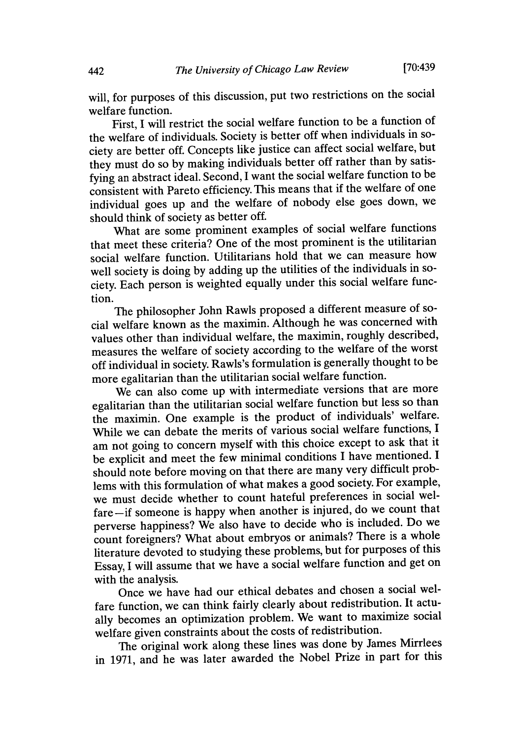will, for purposes of this discussion, put two restrictions on the social welfare function.

First, I will restrict the social welfare function to be a function of the welfare of individuals. Society is better off when individuals in society are better off. Concepts like justice can affect social welfare, but they must do so by making individuals better off rather than by satisfying an abstract ideal. Second, I want the social welfare function to be consistent with Pareto efficiency. This means that if the welfare of one individual goes up and the welfare of nobody else goes down, we should think of society as better off.

What are some prominent examples of social welfare functions that meet these criteria? One of the most prominent is the utilitarian social welfare function. Utilitarians hold that we can measure how well society is doing by adding up the utilities of the individuals in society. Each person is weighted equally under this social welfare function.

The philosopher John Rawls proposed a different measure of social welfare known as the maximin. Although he was concerned with values other than individual welfare, the maximin, roughly described, measures the welfare of society according to the welfare of the worst off individual in society. Rawls's formulation is generally thought to be more egalitarian than the utilitarian social welfare function.

We can also come up with intermediate versions that are more egalitarian than the utilitarian social welfare function but less so than the maximin. One example is the product of individuals' welfare. While we can debate the merits of various social welfare functions, I am not going to concern myself with this choice except to ask that it be explicit and meet the few minimal conditions I have mentioned. I should note before moving on that there are many very difficult problems with this formulation of what makes a good society. For example, we must decide whether to count hateful preferences in social welfare—if someone is happy when another is injured, do we count that perverse happiness? We also have to decide who is included. Do we count foreigners? What about embryos or animals? There is a whole literature devoted to studying these problems, but for purposes of this Essay, I will assume that we have a social welfare function and get on with the analysis.

Once we have had our ethical debates and chosen a social welfare function, we can think fairly clearly about redistribution. It actually becomes an optimization problem. We want to maximize social welfare given constraints about the costs of redistribution.

The original work along these lines was done by James Mirrlees in 1971, and he was later awarded the Nobel Prize in part for this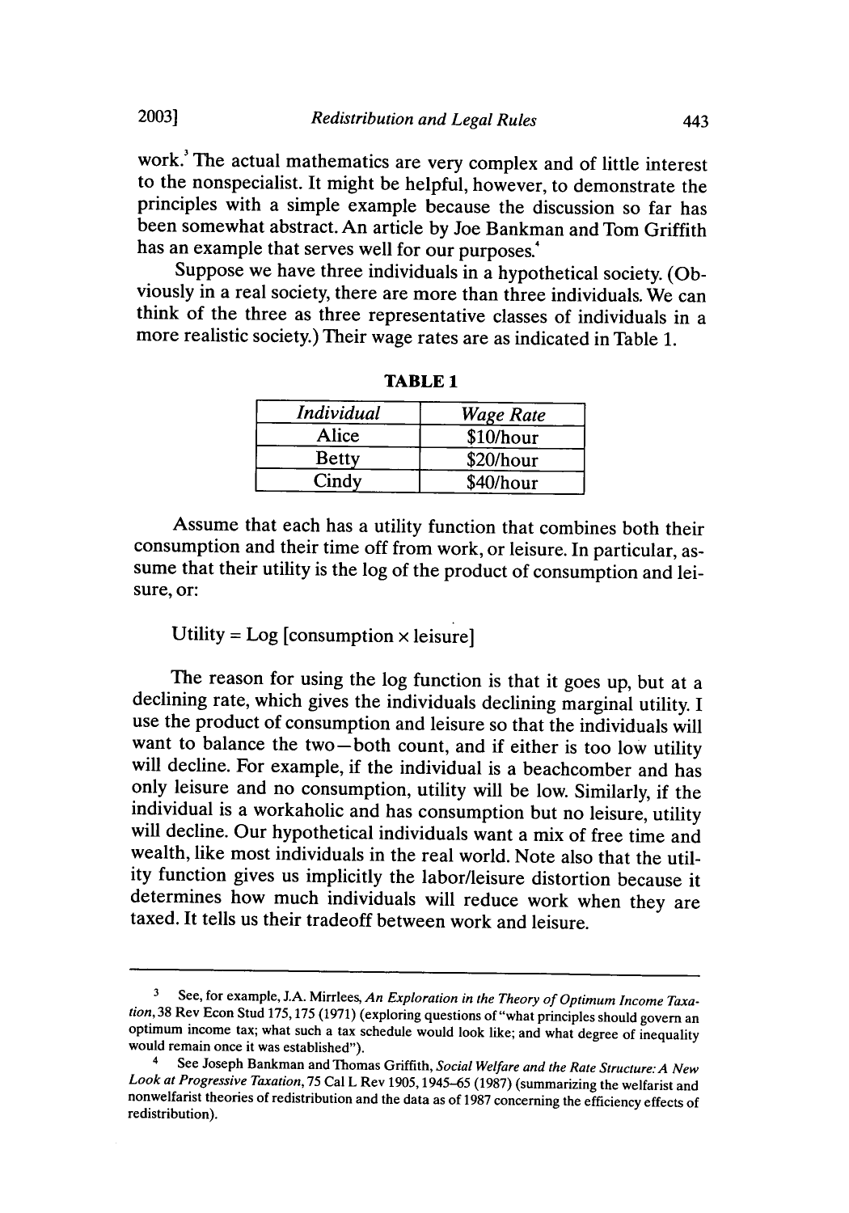work.[3] The actual mathematics are very complex and of little interest to the nonspecialist. It might be helpful, however, to demonstrate the principles with a simple example because the discussion so far has been somewhat abstract. An article by Joe Bankman and Tom Griffith has an example that serves well for our purposes.[4]

Suppose we have three individuals in a hypothetical society. (Obviously in a real society, there are more than three individuals. We can think of the three as three representative classes of individuals in a more realistic society.) Their wage rates are as indicated in Table 1.

**TABLE 1**

| *Individual* | *Wage Rate* |
|---|---|
| Alice | \$10/hour |
| Betty | \$20/hour |
| Cindy | \$40/hour |

Assume that each has a utility function that combines both their consumption and their time off from work, or leisure. In particular, assume that their utility is the log of the product of consumption and leisure, or:

Utility = Log [consumption × leisure]

The reason for using the log function is that it goes up, but at a declining rate, which gives the individuals declining marginal utility. I use the product of consumption and leisure so that the individuals will want to balance the two—both count, and if either is too low utility will decline. For example, if the individual is a beachcomber and has only leisure and no consumption, utility will be low. Similarly, if the individual is a workaholic and has consumption but no leisure, utility will decline. Our hypothetical individuals want a mix of free time and wealth, like most individuals in the real world. Note also that the utility function gives us implicitly the labor/leisure distortion because it determines how much individuals will reduce work when they are taxed. It tells us their tradeoff between work and leisure.

---

[3] See, for example, J.A. Mirrlees, *An Exploration in the Theory of Optimum Income Taxation*, 38 Rev Econ Stud 175, 175 (1971) (exploring questions of "what principles should govern an optimum income tax; what such a tax schedule would look like; and what degree of inequality would remain once it was established").

[4] See Joseph Bankman and Thomas Griffith, *Social Welfare and the Rate Structure: A New Look at Progressive Taxation*, 75 Cal L Rev 1905, 1945–65 (1987) (summarizing the welfarist and nonwelfarist theories of redistribution and the data as of 1987 concerning the efficiency effects of redistribution).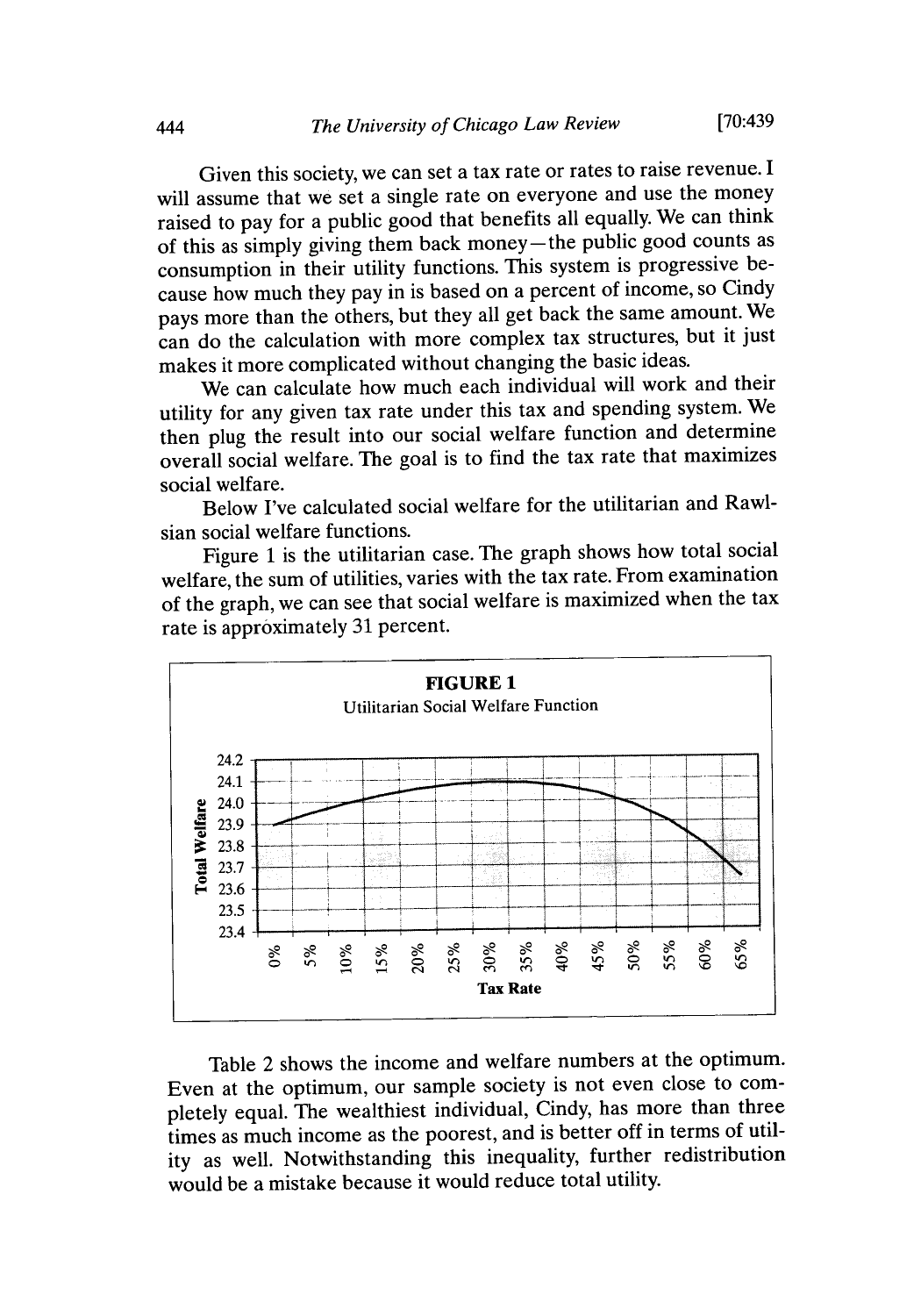Given this society, we can set a tax rate or rates to raise revenue. I will assume that we set a single rate on everyone and use the money raised to pay for a public good that benefits all equally. We can think of this as simply giving them back money—the public good counts as consumption in their utility functions. This system is progressive because how much they pay in is based on a percent of income, so Cindy pays more than the others, but they all get back the same amount. We can do the calculation with more complex tax structures, but it just makes it more complicated without changing the basic ideas.

We can calculate how much each individual will work and their utility for any given tax rate under this tax and spending system. We then plug the result into our social welfare function and determine overall social welfare. The goal is to find the tax rate that maximizes social welfare.

Below I've calculated social welfare for the utilitarian and Rawlsian social welfare functions.

Figure 1 is the utilitarian case. The graph shows how total social welfare, the sum of utilities, varies with the tax rate. From examination of the graph, we can see that social welfare is maximized when the tax rate is approximately 31 percent.

**FIGURE 1**

Utilitarian Social Welfare Function

Table 2 shows the income and welfare numbers at the optimum. Even at the optimum, our sample society is not even close to completely equal. The wealthiest individual, Cindy, has more than three times as much income as the poorest, and is better off in terms of utility as well. Notwithstanding this inequality, further redistribution would be a mistake because it would reduce total utility.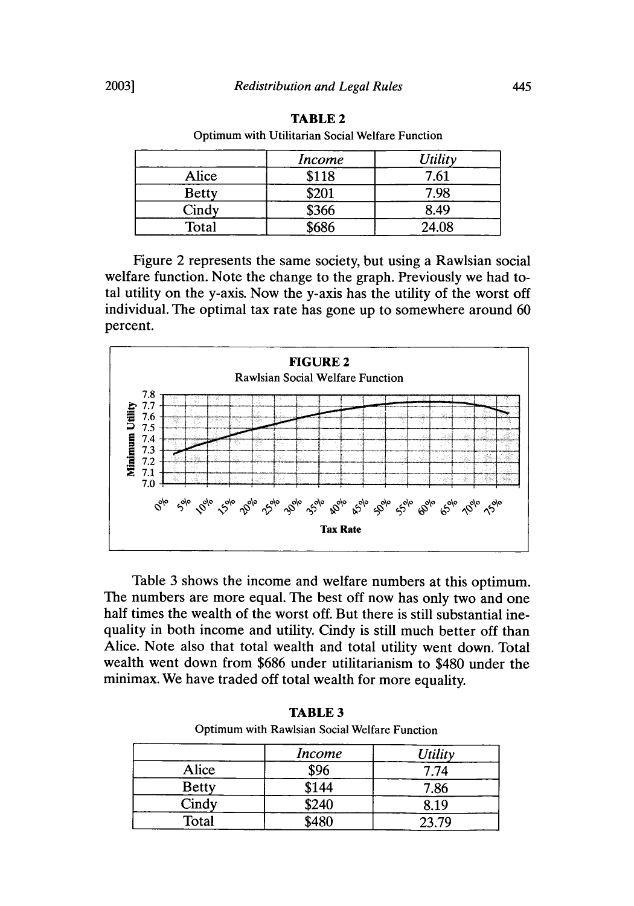**TABLE 2**

Optimum with Utilitarian Social Welfare Function

| | *Income* | *Utility* |
|---|---|---|
| Alice | $118 | 7.61 |
| Betty | $201 | 7.98 |
| Cindy | $366 | 8.49 |
| Total | $686 | 24.08 |

Figure 2 represents the same society, but using a Rawlsian social welfare function. Note the change to the graph. Previously we had total utility on the y-axis. Now the y-axis has the utility of the worst off individual. The optimal tax rate has gone up to somewhere around 60 percent.

**FIGURE 2**

Rawlsian Social Welfare Function

Minimum Utility: 7.0, 7.1, 7.2, 7.3, 7.4, 7.5, 7.6, 7.7, 7.8

Tax Rate: 0%, 5%, 10%, 15%, 20%, 25%, 30%, 35%, 40%, 45%, 50%, 55%, 60%, 65%, 70%, 75%

Table 3 shows the income and welfare numbers at this optimum. The numbers are more equal. The best off now has only two and one half times the wealth of the worst off. But there is still substantial inequality in both income and utility. Cindy is still much better off than Alice. Note also that total wealth and total utility went down. Total wealth went down from $686 under utilitarianism to $480 under the minimax. We have traded off total wealth for more equality.

**TABLE 3**

Optimum with Rawlsian Social Welfare Function

| | *Income* | *Utility* |
|---|---|---|
| Alice | $96 | 7.74 |
| Betty | $144 | 7.86 |
| Cindy | $240 | 8.19 |
| Total | $480 | 23.79 |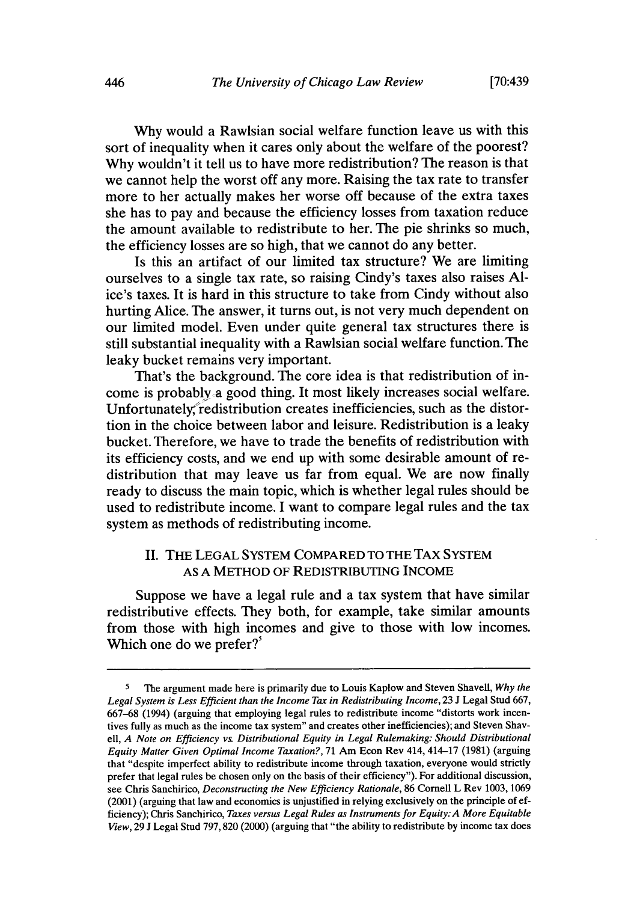Why would a Rawlsian social welfare function leave us with this sort of inequality when it cares only about the welfare of the poorest? Why wouldn't it tell us to have more redistribution? The reason is that we cannot help the worst off any more. Raising the tax rate to transfer more to her actually makes her worse off because of the extra taxes she has to pay and because the efficiency losses from taxation reduce the amount available to redistribute to her. The pie shrinks so much, the efficiency losses are so high, that we cannot do any better.

Is this an artifact of our limited tax structure? We are limiting ourselves to a single tax rate, so raising Cindy's taxes also raises Alice's taxes. It is hard in this structure to take from Cindy without also hurting Alice. The answer, it turns out, is not very much dependent on our limited model. Even under quite general tax structures there is still substantial inequality with a Rawlsian social welfare function. The leaky bucket remains very important.

That's the background. The core idea is that redistribution of income is probably a good thing. It most likely increases social welfare. Unfortunately, redistribution creates inefficiencies, such as the distortion in the choice between labor and leisure. Redistribution is a leaky bucket. Therefore, we have to trade the benefits of redistribution with its efficiency costs, and we end up with some desirable amount of redistribution that may leave us far from equal. We are now finally ready to discuss the main topic, which is whether legal rules should be used to redistribute income. I want to compare legal rules and the tax system as methods of redistributing income.

## II. THE LEGAL SYSTEM COMPARED TO THE TAX SYSTEM AS A METHOD OF REDISTRIBUTING INCOME

Suppose we have a legal rule and a tax system that have similar redistributive effects. They both, for example, take similar amounts from those with high incomes and give to those with low incomes. Which one do we prefer?[5]

---

[5] The argument made here is primarily due to Louis Kaplow and Steven Shavell, *Why the Legal System is Less Efficient than the Income Tax in Redistributing Income*, 23 J Legal Stud 667, 667–68 (1994) (arguing that employing legal rules to redistribute income "distorts work incentives fully as much as the income tax system" and creates other inefficiencies); and Steven Shavell, *A Note on Efficiency vs. Distributional Equity in Legal Rulemaking: Should Distributional Equity Matter Given Optimal Income Taxation?*, 71 Am Econ Rev 414, 414–17 (1981) (arguing that "despite imperfect ability to redistribute income through taxation, everyone would strictly prefer that legal rules be chosen only on the basis of their efficiency"). For additional discussion, see Chris Sanchirico, *Deconstructing the New Efficiency Rationale*, 86 Cornell L Rev 1003, 1069 (2001) (arguing that law and economics is unjustified in relying exclusively on the principle of efficiency); Chris Sanchirico, *Taxes versus Legal Rules as Instruments for Equity: A More Equitable View*, 29 J Legal Stud 797, 820 (2000) (arguing that "the ability to redistribute by income tax does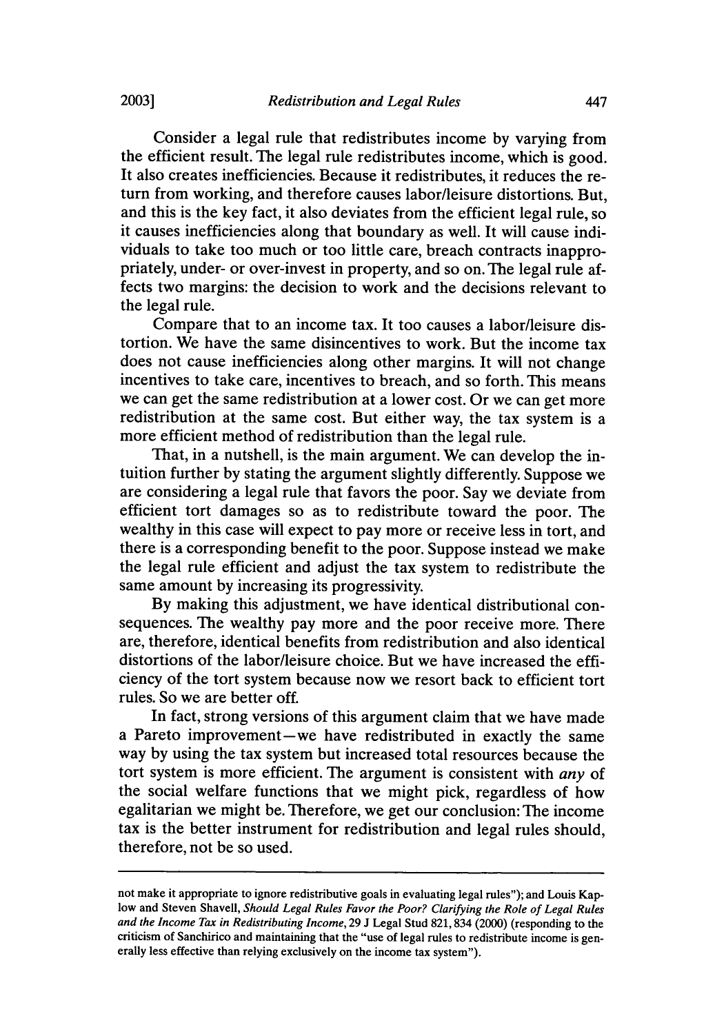Consider a legal rule that redistributes income by varying from the efficient result. The legal rule redistributes income, which is good. It also creates inefficiencies. Because it redistributes, it reduces the return from working, and therefore causes labor/leisure distortions. But, and this is the key fact, it also deviates from the efficient legal rule, so it causes inefficiencies along that boundary as well. It will cause individuals to take too much or too little care, breach contracts inappropriately, under- or over-invest in property, and so on. The legal rule affects two margins: the decision to work and the decisions relevant to the legal rule.

Compare that to an income tax. It too causes a labor/leisure distortion. We have the same disincentives to work. But the income tax does not cause inefficiencies along other margins. It will not change incentives to take care, incentives to breach, and so forth. This means we can get the same redistribution at a lower cost. Or we can get more redistribution at the same cost. But either way, the tax system is a more efficient method of redistribution than the legal rule.

That, in a nutshell, is the main argument. We can develop the intuition further by stating the argument slightly differently. Suppose we are considering a legal rule that favors the poor. Say we deviate from efficient tort damages so as to redistribute toward the poor. The wealthy in this case will expect to pay more or receive less in tort, and there is a corresponding benefit to the poor. Suppose instead we make the legal rule efficient and adjust the tax system to redistribute the same amount by increasing its progressivity.

By making this adjustment, we have identical distributional consequences. The wealthy pay more and the poor receive more. There are, therefore, identical benefits from redistribution and also identical distortions of the labor/leisure choice. But we have increased the efficiency of the tort system because now we resort back to efficient tort rules. So we are better off.

In fact, strong versions of this argument claim that we have made a Pareto improvement—we have redistributed in exactly the same way by using the tax system but increased total resources because the tort system is more efficient. The argument is consistent with *any* of the social welfare functions that we might pick, regardless of how egalitarian we might be. Therefore, we get our conclusion: The income tax is the better instrument for redistribution and legal rules should, therefore, not be so used.

---

not make it appropriate to ignore redistributive goals in evaluating legal rules"); and Louis Kaplow and Steven Shavell, *Should Legal Rules Favor the Poor? Clarifying the Role of Legal Rules and the Income Tax in Redistributing Income*, 29 J Legal Stud 821, 834 (2000) (responding to the criticism of Sanchirico and maintaining that the "use of legal rules to redistribute income is generally less effective than relying exclusively on the income tax system").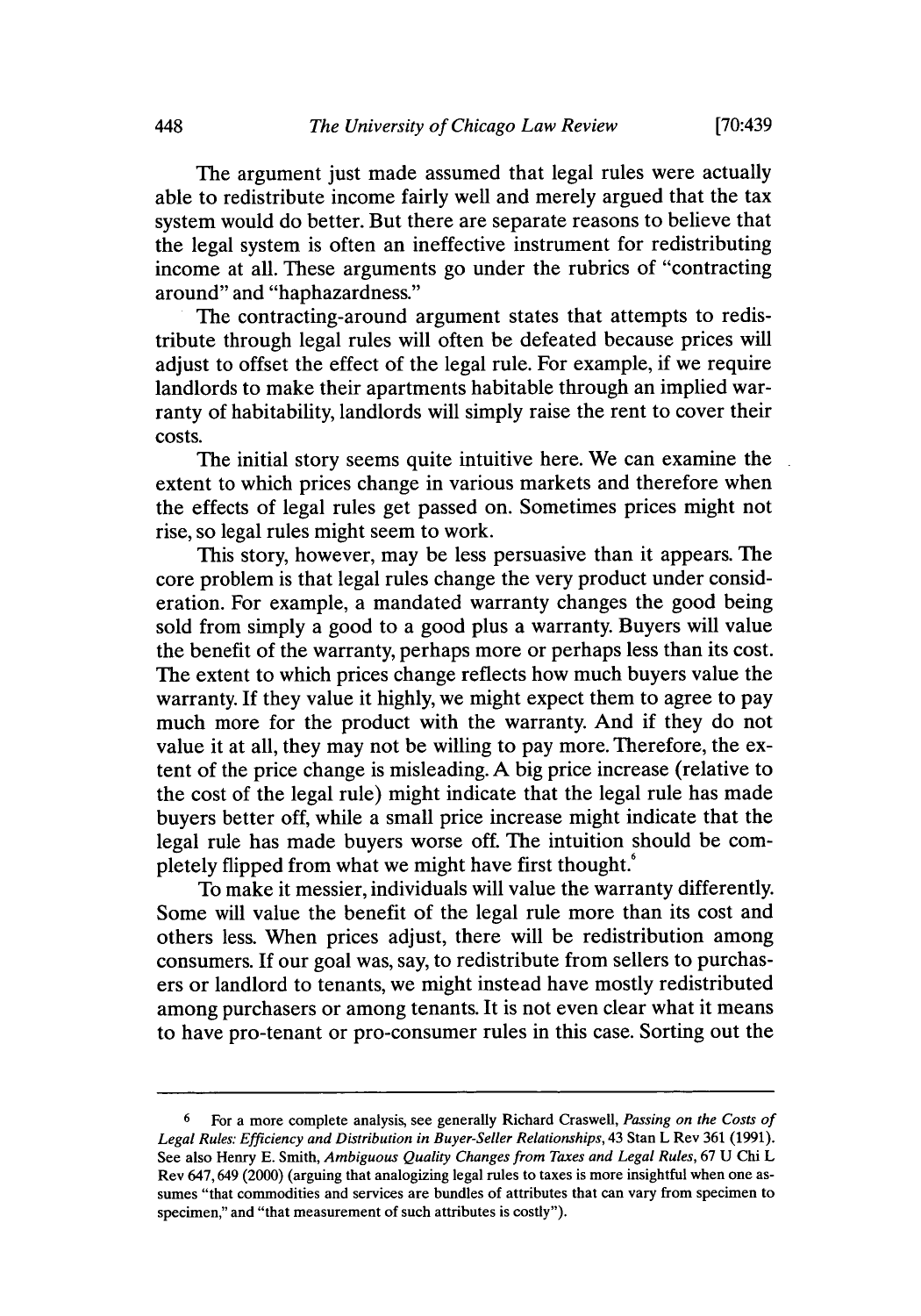The argument just made assumed that legal rules were actually able to redistribute income fairly well and merely argued that the tax system would do better. But there are separate reasons to believe that the legal system is often an ineffective instrument for redistributing income at all. These arguments go under the rubrics of "contracting around" and "haphazardness."

The contracting-around argument states that attempts to redistribute through legal rules will often be defeated because prices will adjust to offset the effect of the legal rule. For example, if we require landlords to make their apartments habitable through an implied warranty of habitability, landlords will simply raise the rent to cover their costs.

The initial story seems quite intuitive here. We can examine the extent to which prices change in various markets and therefore when the effects of legal rules get passed on. Sometimes prices might not rise, so legal rules might seem to work.

This story, however, may be less persuasive than it appears. The core problem is that legal rules change the very product under consideration. For example, a mandated warranty changes the good being sold from simply a good to a good plus a warranty. Buyers will value the benefit of the warranty, perhaps more or perhaps less than its cost. The extent to which prices change reflects how much buyers value the warranty. If they value it highly, we might expect them to agree to pay much more for the product with the warranty. And if they do not value it at all, they may not be willing to pay more. Therefore, the extent of the price change is misleading. A big price increase (relative to the cost of the legal rule) might indicate that the legal rule has made buyers better off, while a small price increase might indicate that the legal rule has made buyers worse off. The intuition should be completely flipped from what we might have first thought.[6]

To make it messier, individuals will value the warranty differently. Some will value the benefit of the legal rule more than its cost and others less. When prices adjust, there will be redistribution among consumers. If our goal was, say, to redistribute from sellers to purchasers or landlord to tenants, we might instead have mostly redistributed among purchasers or among tenants. It is not even clear what it means to have pro-tenant or pro-consumer rules in this case. Sorting out the

---

[6] For a more complete analysis, see generally Richard Craswell, *Passing on the Costs of Legal Rules: Efficiency and Distribution in Buyer-Seller Relationships*, 43 Stan L Rev 361 (1991). See also Henry E. Smith, *Ambiguous Quality Changes from Taxes and Legal Rules*, 67 U Chi L Rev 647, 649 (2000) (arguing that analogizing legal rules to taxes is more insightful when one assumes "that commodities and services are bundles of attributes that can vary from specimen to specimen," and "that measurement of such attributes is costly").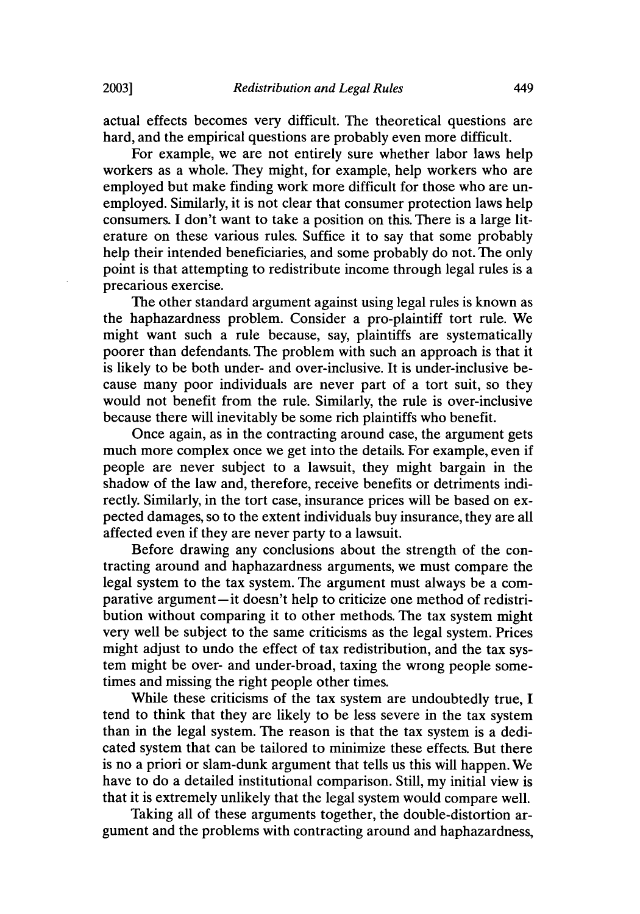actual effects becomes very difficult. The theoretical questions are hard, and the empirical questions are probably even more difficult.

For example, we are not entirely sure whether labor laws help workers as a whole. They might, for example, help workers who are employed but make finding work more difficult for those who are unemployed. Similarly, it is not clear that consumer protection laws help consumers. I don't want to take a position on this. There is a large literature on these various rules. Suffice it to say that some probably help their intended beneficiaries, and some probably do not. The only point is that attempting to redistribute income through legal rules is a precarious exercise.

The other standard argument against using legal rules is known as the haphazardness problem. Consider a pro-plaintiff tort rule. We might want such a rule because, say, plaintiffs are systematically poorer than defendants. The problem with such an approach is that it is likely to be both under- and over-inclusive. It is under-inclusive because many poor individuals are never part of a tort suit, so they would not benefit from the rule. Similarly, the rule is over-inclusive because there will inevitably be some rich plaintiffs who benefit.

Once again, as in the contracting around case, the argument gets much more complex once we get into the details. For example, even if people are never subject to a lawsuit, they might bargain in the shadow of the law and, therefore, receive benefits or detriments indirectly. Similarly, in the tort case, insurance prices will be based on expected damages, so to the extent individuals buy insurance, they are all affected even if they are never party to a lawsuit.

Before drawing any conclusions about the strength of the contracting around and haphazardness arguments, we must compare the legal system to the tax system. The argument must always be a comparative argument—it doesn't help to criticize one method of redistribution without comparing it to other methods. The tax system might very well be subject to the same criticisms as the legal system. Prices might adjust to undo the effect of tax redistribution, and the tax system might be over- and under-broad, taxing the wrong people sometimes and missing the right people other times.

While these criticisms of the tax system are undoubtedly true, I tend to think that they are likely to be less severe in the tax system than in the legal system. The reason is that the tax system is a dedicated system that can be tailored to minimize these effects. But there is no a priori or slam-dunk argument that tells us this will happen. We have to do a detailed institutional comparison. Still, my initial view is that it is extremely unlikely that the legal system would compare well.

Taking all of these arguments together, the double-distortion argument and the problems with contracting around and haphazardness,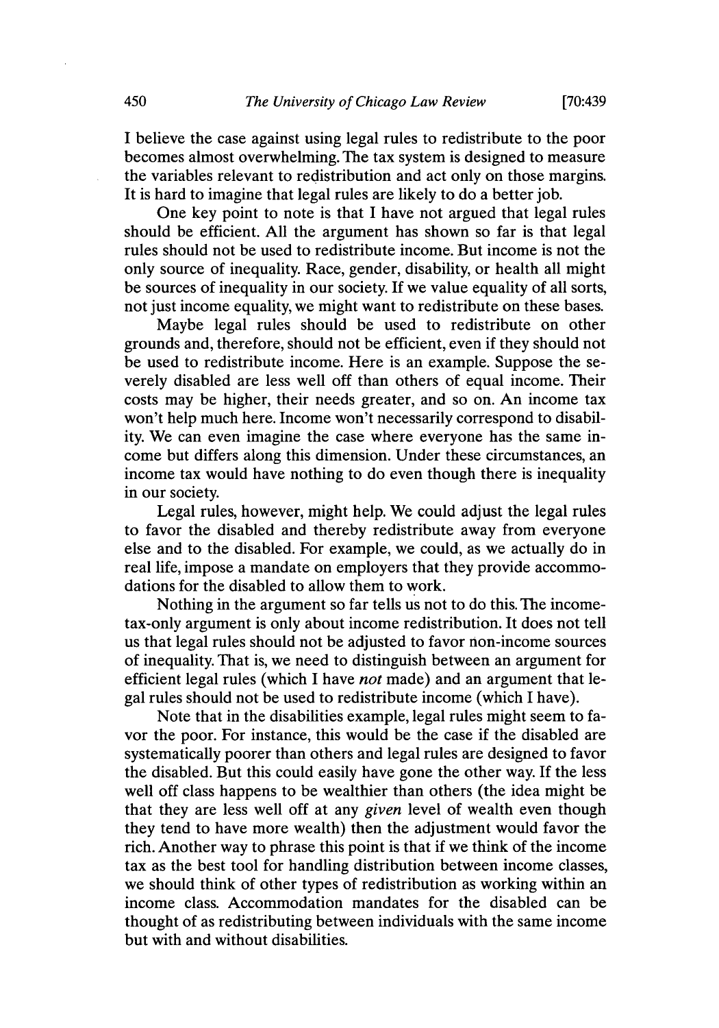I believe the case against using legal rules to redistribute to the poor becomes almost overwhelming. The tax system is designed to measure the variables relevant to redistribution and act only on those margins. It is hard to imagine that legal rules are likely to do a better job.

One key point to note is that I have not argued that legal rules should be efficient. All the argument has shown so far is that legal rules should not be used to redistribute income. But income is not the only source of inequality. Race, gender, disability, or health all might be sources of inequality in our society. If we value equality of all sorts, not just income equality, we might want to redistribute on these bases.

Maybe legal rules should be used to redistribute on other grounds and, therefore, should not be efficient, even if they should not be used to redistribute income. Here is an example. Suppose the severely disabled are less well off than others of equal income. Their costs may be higher, their needs greater, and so on. An income tax won't help much here. Income won't necessarily correspond to disability. We can even imagine the case where everyone has the same income but differs along this dimension. Under these circumstances, an income tax would have nothing to do even though there is inequality in our society.

Legal rules, however, might help. We could adjust the legal rules to favor the disabled and thereby redistribute away from everyone else and to the disabled. For example, we could, as we actually do in real life, impose a mandate on employers that they provide accommodations for the disabled to allow them to work.

Nothing in the argument so far tells us not to do this. The income-tax-only argument is only about income redistribution. It does not tell us that legal rules should not be adjusted to favor non-income sources of inequality. That is, we need to distinguish between an argument for efficient legal rules (which I have *not* made) and an argument that legal rules should not be used to redistribute income (which I have).

Note that in the disabilities example, legal rules might seem to favor the poor. For instance, this would be the case if the disabled are systematically poorer than others and legal rules are designed to favor the disabled. But this could easily have gone the other way. If the less well off class happens to be wealthier than others (the idea might be that they are less well off at any *given* level of wealth even though they tend to have more wealth) then the adjustment would favor the rich. Another way to phrase this point is that if we think of the income tax as the best tool for handling distribution between income classes, we should think of other types of redistribution as working within an income class. Accommodation mandates for the disabled can be thought of as redistributing between individuals with the same income but with and without disabilities.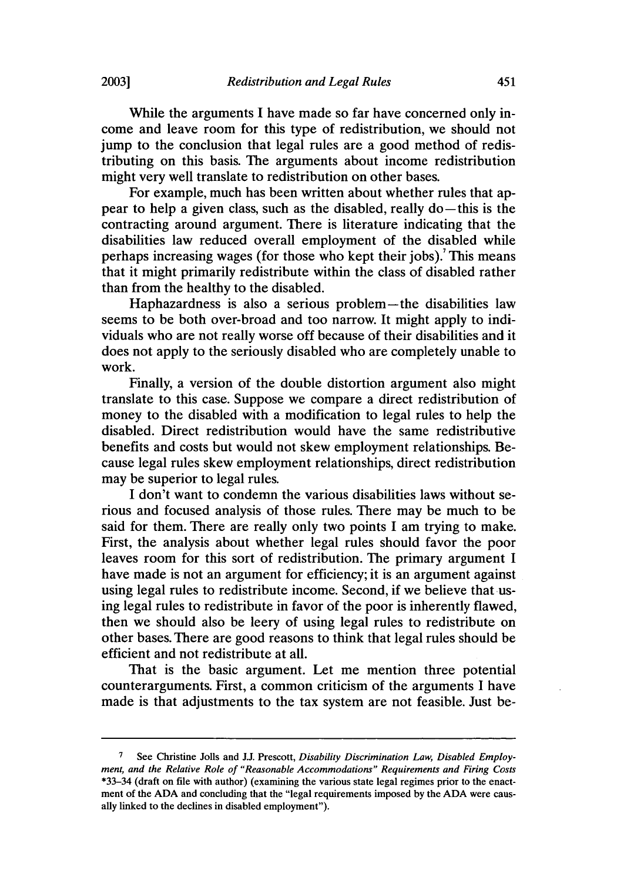While the arguments I have made so far have concerned only income and leave room for this type of redistribution, we should not jump to the conclusion that legal rules are a good method of redistributing on this basis. The arguments about income redistribution might very well translate to redistribution on other bases.

For example, much has been written about whether rules that appear to help a given class, such as the disabled, really do—this is the contracting around argument. There is literature indicating that the disabilities law reduced overall employment of the disabled while perhaps increasing wages (for those who kept their jobs).[7] This means that it might primarily redistribute within the class of disabled rather than from the healthy to the disabled.

Haphazardness is also a serious problem—the disabilities law seems to be both over-broad and too narrow. It might apply to individuals who are not really worse off because of their disabilities and it does not apply to the seriously disabled who are completely unable to work.

Finally, a version of the double distortion argument also might translate to this case. Suppose we compare a direct redistribution of money to the disabled with a modification to legal rules to help the disabled. Direct redistribution would have the same redistributive benefits and costs but would not skew employment relationships. Because legal rules skew employment relationships, direct redistribution may be superior to legal rules.

I don't want to condemn the various disabilities laws without serious and focused analysis of those rules. There may be much to be said for them. There are really only two points I am trying to make. First, the analysis about whether legal rules should favor the poor leaves room for this sort of redistribution. The primary argument I have made is not an argument for efficiency; it is an argument against using legal rules to redistribute income. Second, if we believe that using legal rules to redistribute in favor of the poor is inherently flawed, then we should also be leery of using legal rules to redistribute on other bases. There are good reasons to think that legal rules should be efficient and not redistribute at all.

That is the basic argument. Let me mention three potential counterarguments. First, a common criticism of the arguments I have made is that adjustments to the tax system are not feasible. Just be-

---

[7] See Christine Jolls and J.J. Prescott, *Disability Discrimination Law, Disabled Employment, and the Relative Role of "Reasonable Accommodations" Requirements and Firing Costs* *33–34 (draft on file with author) (examining the various state legal regimes prior to the enactment of the ADA and concluding that the "legal requirements imposed by the ADA were causally linked to the declines in disabled employment").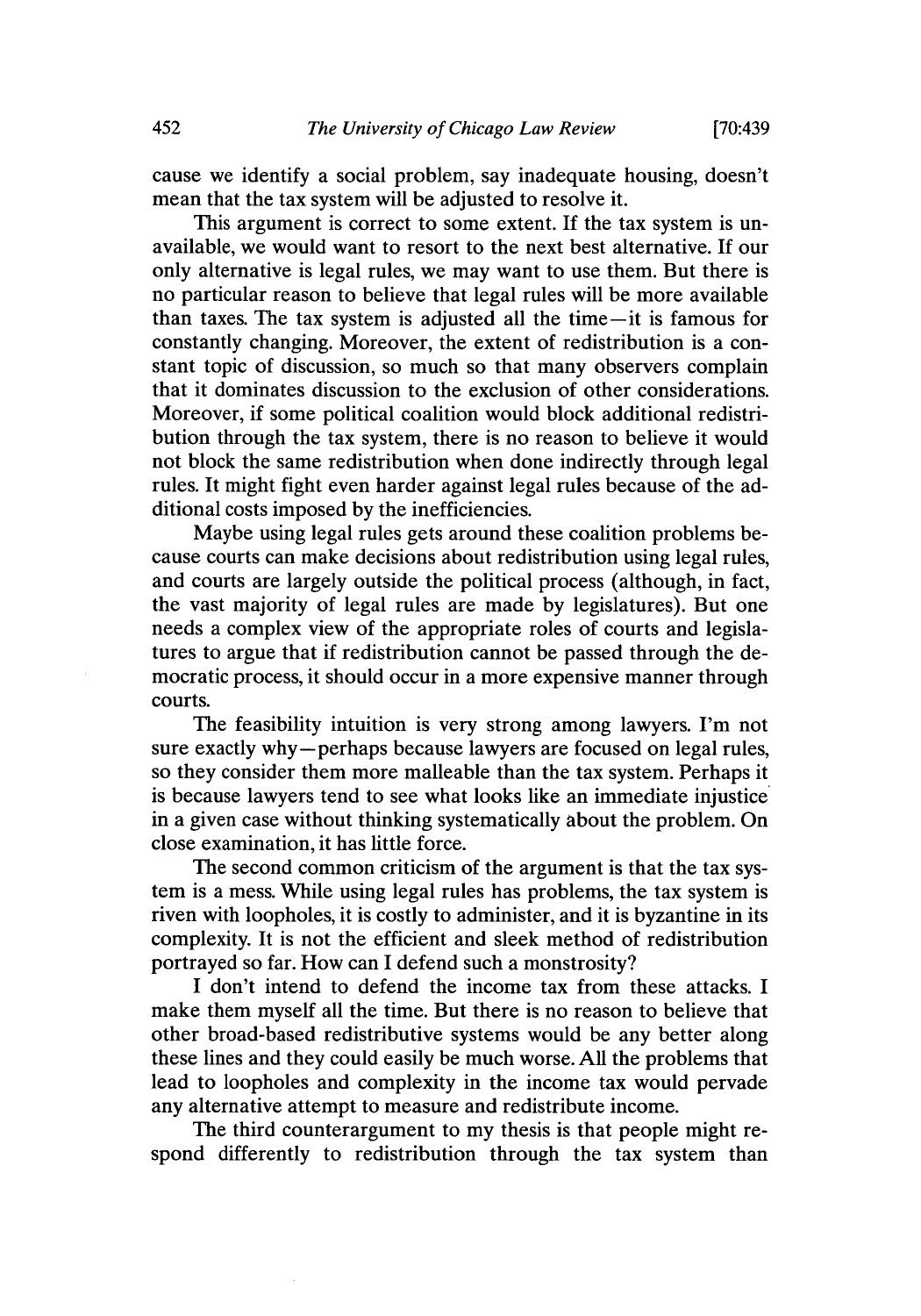cause we identify a social problem, say inadequate housing, doesn't mean that the tax system will be adjusted to resolve it.

This argument is correct to some extent. If the tax system is unavailable, we would want to resort to the next best alternative. If our only alternative is legal rules, we may want to use them. But there is no particular reason to believe that legal rules will be more available than taxes. The tax system is adjusted all the time—it is famous for constantly changing. Moreover, the extent of redistribution is a constant topic of discussion, so much so that many observers complain that it dominates discussion to the exclusion of other considerations. Moreover, if some political coalition would block additional redistribution through the tax system, there is no reason to believe it would not block the same redistribution when done indirectly through legal rules. It might fight even harder against legal rules because of the additional costs imposed by the inefficiencies.

Maybe using legal rules gets around these coalition problems because courts can make decisions about redistribution using legal rules, and courts are largely outside the political process (although, in fact, the vast majority of legal rules are made by legislatures). But one needs a complex view of the appropriate roles of courts and legislatures to argue that if redistribution cannot be passed through the democratic process, it should occur in a more expensive manner through courts.

The feasibility intuition is very strong among lawyers. I'm not sure exactly why—perhaps because lawyers are focused on legal rules, so they consider them more malleable than the tax system. Perhaps it is because lawyers tend to see what looks like an immediate injustice in a given case without thinking systematically about the problem. On close examination, it has little force.

The second common criticism of the argument is that the tax system is a mess. While using legal rules has problems, the tax system is riven with loopholes, it is costly to administer, and it is byzantine in its complexity. It is not the efficient and sleek method of redistribution portrayed so far. How can I defend such a monstrosity?

I don't intend to defend the income tax from these attacks. I make them myself all the time. But there is no reason to believe that other broad-based redistributive systems would be any better along these lines and they could easily be much worse. All the problems that lead to loopholes and complexity in the income tax would pervade any alternative attempt to measure and redistribute income.

The third counterargument to my thesis is that people might respond differently to redistribution through the tax system than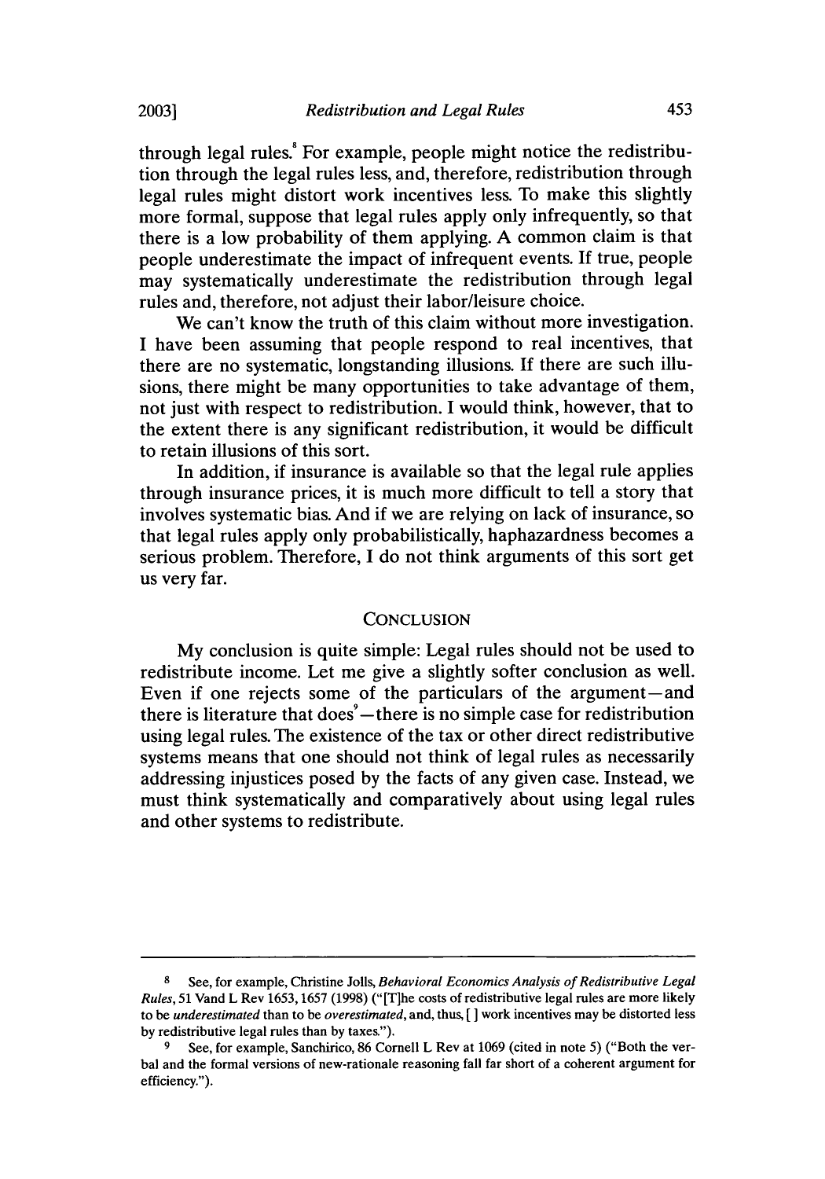through legal rules.[8] For example, people might notice the redistribution through the legal rules less, and, therefore, redistribution through legal rules might distort work incentives less. To make this slightly more formal, suppose that legal rules apply only infrequently, so that there is a low probability of them applying. A common claim is that people underestimate the impact of infrequent events. If true, people may systematically underestimate the redistribution through legal rules and, therefore, not adjust their labor/leisure choice.

We can't know the truth of this claim without more investigation. I have been assuming that people respond to real incentives, that there are no systematic, longstanding illusions. If there are such illusions, there might be many opportunities to take advantage of them, not just with respect to redistribution. I would think, however, that to the extent there is any significant redistribution, it would be difficult to retain illusions of this sort.

In addition, if insurance is available so that the legal rule applies through insurance prices, it is much more difficult to tell a story that involves systematic bias. And if we are relying on lack of insurance, so that legal rules apply only probabilistically, haphazardness becomes a serious problem. Therefore, I do not think arguments of this sort get us very far.

## CONCLUSION

My conclusion is quite simple: Legal rules should not be used to redistribute income. Let me give a slightly softer conclusion as well. Even if one rejects some of the particulars of the argument—and there is literature that does[9]—there is no simple case for redistribution using legal rules. The existence of the tax or other direct redistributive systems means that one should not think of legal rules as necessarily addressing injustices posed by the facts of any given case. Instead, we must think systematically and comparatively about using legal rules and other systems to redistribute.

---

[8] See, for example, Christine Jolls, *Behavioral Economics Analysis of Redistributive Legal Rules*, 51 Vand L Rev 1653, 1657 (1998) ("[T]he costs of redistributive legal rules are more likely to be *underestimated* than to be *overestimated*, and, thus, [ ] work incentives may be distorted less by redistributive legal rules than by taxes.").

[9] See, for example, Sanchirico, 86 Cornell L Rev at 1069 (cited in note 5) ("Both the verbal and the formal versions of new-rationale reasoning fall far short of a coherent argument for efficiency.").